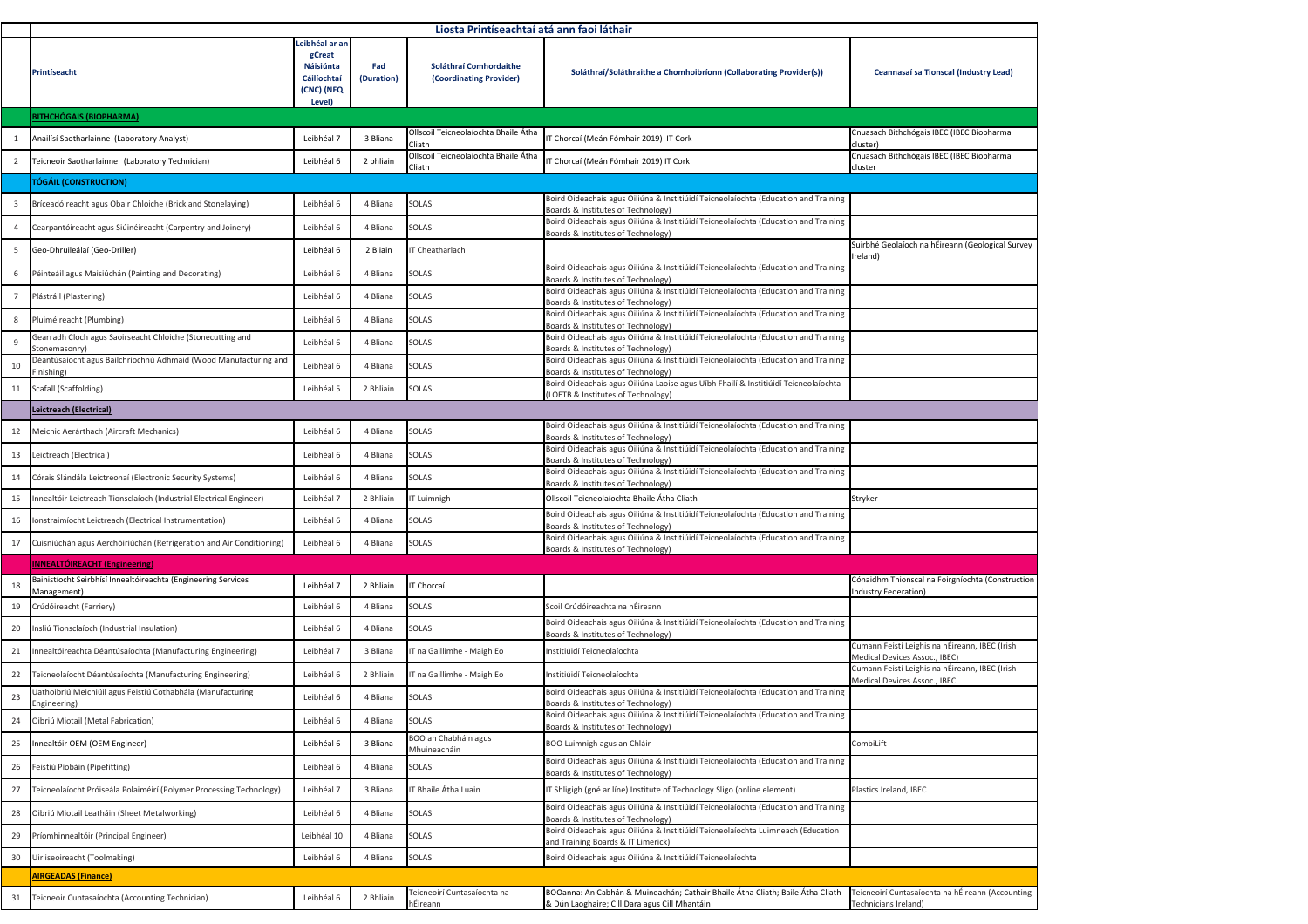# Liosta Printíseachtaí atá ann faoi láthair

| | Printíseacht | Leibhéal ar an gCreat Náisiúnta Cáilíochtaí (CNC) (NFQ Level) | Fad (Duration) | Soláthraí Comhordaithe (Coordinating Provider) | Soláthraí/Soláthraithe a Chomhoibríonn (Collaborating Provider(s)) | Ceannasaí sa Tionscal (Industry Lead) |
|---|---|---|---|---|---|---|
| | **BITHCHÓGAIS (BIOPHARMA)** | | | | | |
| 1 | Anailísí Saotharlainne (Laboratory Analyst) | Leibhéal 7 | 3 Bliana | Ollscoil Teicneolaíochta Bhaile Átha Cliath | IT Chorcaí (Meán Fómhair 2019) IT Cork | Cnuasach Bithchógais IBEC (IBEC Biopharma cluster) |
| 2 | Teicneoir Saotharlainne (Laboratory Technician) | Leibhéal 6 | 2 bhliain | Ollscoil Teicneolaíochta Bhaile Átha Cliath | IT Chorcaí (Meán Fómhair 2019) IT Cork | Cnuasach Bithchógais IBEC (IBEC Biopharma cluster |
| | **TÓGÁIL (CONSTRUCTION)** | | | | | |
| 3 | Bríceadóireacht agus Obair Chloiche (Brick and Stonelaying) | Leibhéal 6 | 4 Bliana | SOLAS | Boird Oideachais agus Oiliúna & Institiúidí Teicneolaíochta (Education and Training Boards & Institutes of Technology) | |
| 4 | Cearpantóireacht agus Siúinéireacht (Carpentry and Joinery) | Leibhéal 6 | 4 Bliana | SOLAS | Boird Oideachais agus Oiliúna & Institiúidí Teicneolaíochta (Education and Training Boards & Institutes of Technology) | |
| 5 | Geo-Dhruileálaí (Geo-Driller) | Leibhéal 6 | 2 Bliain | IT Cheatharlach | | Suirbhé Geolaíoch na hÉireann (Geological Survey Ireland) |
| 6 | Péinteáil agus Maisiúchán (Painting and Decorating) | Leibhéal 6 | 4 Bliana | SOLAS | Boird Oideachais agus Oiliúna & Institiúidí Teicneolaíochta (Education and Training Boards & Institutes of Technology) | |
| 7 | Plástráil (Plastering) | Leibhéal 6 | 4 Bliana | SOLAS | Boird Oideachais agus Oiliúna & Institiúidí Teicneolaíochta (Education and Training Boards & Institutes of Technology) | |
| 8 | Pluiméireacht (Plumbing) | Leibhéal 6 | 4 Bliana | SOLAS | Boird Oideachais agus Oiliúna & Institiúidí Teicneolaíochta (Education and Training Boards & Institutes of Technology) | |
| 9 | Gearradh Cloch agus Saoirseacht Chloiche (Stonecutting and Stonemasonry) | Leibhéal 6 | 4 Bliana | SOLAS | Boird Oideachais agus Oiliúna & Institiúidí Teicneolaíochta (Education and Training Boards & Institutes of Technology) | |
| 10 | Déantúsaíocht agus Bailchríochnú Adhmaid (Wood Manufacturing and Finishing) | Leibhéal 6 | 4 Bliana | SOLAS | Boird Oideachais agus Oiliúna & Institiúidí Teicneolaíochta (Education and Training Boards & Institutes of Technology) | |
| 11 | Scafall (Scaffolding) | Leibhéal 5 | 2 Bhliain | SOLAS | Boird Oideachais agus Oiliúna Laoise agus Uíbh Fhailí & Institiúidí Teicneolaíochta (LOETB & Institutes of Technology) | |
| | **Leictreach (Electrical)** | | | | | |
| 12 | Meicnic Aerárthach (Aircraft Mechanics) | Leibhéal 6 | 4 Bliana | SOLAS | Boird Oideachais agus Oiliúna & Institiúidí Teicneolaíochta (Education and Training Boards & Institutes of Technology) | |
| 13 | Leictreach (Electrical) | Leibhéal 6 | 4 Bliana | SOLAS | Boird Oideachais agus Oiliúna & Institiúidí Teicneolaíochta (Education and Training Boards & Institutes of Technology) | |
| 14 | Córais Slándála Leictreonaí (Electronic Security Systems) | Leibhéal 6 | 4 Bliana | SOLAS | Boird Oideachais agus Oiliúna & Institiúidí Teicneolaíochta (Education and Training Boards & Institutes of Technology) | |
| 15 | Innealtóir Leictreach Tionsclaíoch (Industrial Electrical Engineer) | Leibhéal 7 | 2 Bhliain | IT Luimnigh | Ollscoil Teicneolaíochta Bhaile Átha Cliath | Stryker |
| 16 | Ionstraimíocht Leictreach (Electrical Instrumentation) | Leibhéal 6 | 4 Bliana | SOLAS | Boird Oideachais agus Oiliúna & Institiúidí Teicneolaíochta (Education and Training Boards & Institutes of Technology) | |
| 17 | Cuisniúchán agus Aerchóiriúchán (Refrigeration and Air Conditioning) | Leibhéal 6 | 4 Bliana | SOLAS | Boird Oideachais agus Oiliúna & Institiúidí Teicneolaíochta (Education and Training Boards & Institutes of Technology) | |
| | **INNEALTÓIREACHT (Engineering)** | | | | | |
| 18 | Bainistíocht Seirbhísí Innealtóireachta (Engineering Services Management) | Leibhéal 7 | 2 Bhliain | IT Chorcaí | | Cónaidhm Thionscal na Foirgníochta (Construction Industry Federation) |
| 19 | Crúdóireacht (Farriery) | Leibhéal 6 | 4 Bliana | SOLAS | Scoil Crúdóireachta na hÉireann | |
| 20 | Insliú Tionsclaíoch (Industrial Insulation) | Leibhéal 6 | 4 Bliana | SOLAS | Boird Oideachais agus Oiliúna & Institiúidí Teicneolaíochta (Education and Training Boards & Institutes of Technology) | |
| 21 | Innealtóireachta Déantúsaíochta (Manufacturing Engineering) | Leibhéal 7 | 3 Bliana | IT na Gaillimhe - Maigh Eo | Institiúidí Teicneolaíochta | Cumann Feistí Leighis na hÉireann, IBEC (Irish Medical Devices Assoc., IBEC) |
| 22 | Teicneolaíocht Déantúsaíochta (Manufacturing Engineering) | Leibhéal 6 | 2 Bhliain | IT na Gaillimhe - Maigh Eo | Institiúidí Teicneolaíochta | Cumann Feistí Leighis na hÉireann, IBEC (Irish Medical Devices Assoc., IBEC |
| 23 | Uathoibriú Meicniúil agus Feistiú Cothabhála (Manufacturing Engineering) | Leibhéal 6 | 4 Bliana | SOLAS | Boird Oideachais agus Oiliúna & Institiúidí Teicneolaíochta (Education and Training Boards & Institutes of Technology) | |
| 24 | Oibriú Miotail (Metal Fabrication) | Leibhéal 6 | 4 Bliana | SOLAS | Boird Oideachais agus Oiliúna & Institiúidí Teicneolaíochta (Education and Training Boards & Institutes of Technology) | |
| 25 | Innealtóir OEM (OEM Engineer) | Leibhéal 6 | 3 Bliana | BOO an Chabháin agus Mhuineacháin | BOO Luimnigh agus an Chláir | CombiLift |
| 26 | Feistiú Píobáin (Pipefitting) | Leibhéal 6 | 4 Bliana | SOLAS | Boird Oideachais agus Oiliúna & Institiúidí Teicneolaíochta (Education and Training Boards & Institutes of Technology) | |
| 27 | Teicneolaíocht Próiseála Polaiméirí (Polymer Processing Technology) | Leibhéal 7 | 3 Bliana | IT Bhaile Átha Luain | IT Shligigh (gné ar líne) Institute of Technology Sligo (online element) | Plastics Ireland, IBEC |
| 28 | Oibriú Miotail Leatháin (Sheet Metalworking) | Leibhéal 6 | 4 Bliana | SOLAS | Boird Oideachais agus Oiliúna & Institiúidí Teicneolaíochta (Education and Training Boards & Institutes of Technology) | |
| 29 | Príomhinnealtóir (Principal Engineer) | Leibhéal 10 | 4 Bliana | SOLAS | Boird Oideachais agus Oiliúna & Institiúidí Teicneolaíochta Luimneach (Education and Training Boards & IT Limerick) | |
| 30 | Uirlisteoireacht (Toolmaking) | Leibhéal 6 | 4 Bliana | SOLAS | Boird Oideachais agus Oiliúna & Institiúidí Teicneolaíochta | |
| | **AIRGEADAS (Finance)** | | | | | |
| 31 | Teicneoir Cuntasaíochta (Accounting Technician) | Leibhéal 6 | 2 Bhliain | Teicneoirí Cuntasaíochta na hÉireann | BOOanna: An Cabhán & Muineachán; Cathair Bhaile Átha Cliath; Baile Átha Cliath & Dún Laoghaire; Cill Dara agus Cill Mhantáin | Teicneoirí Cuntasaíochta na hÉireann (Accounting Technicians Ireland) |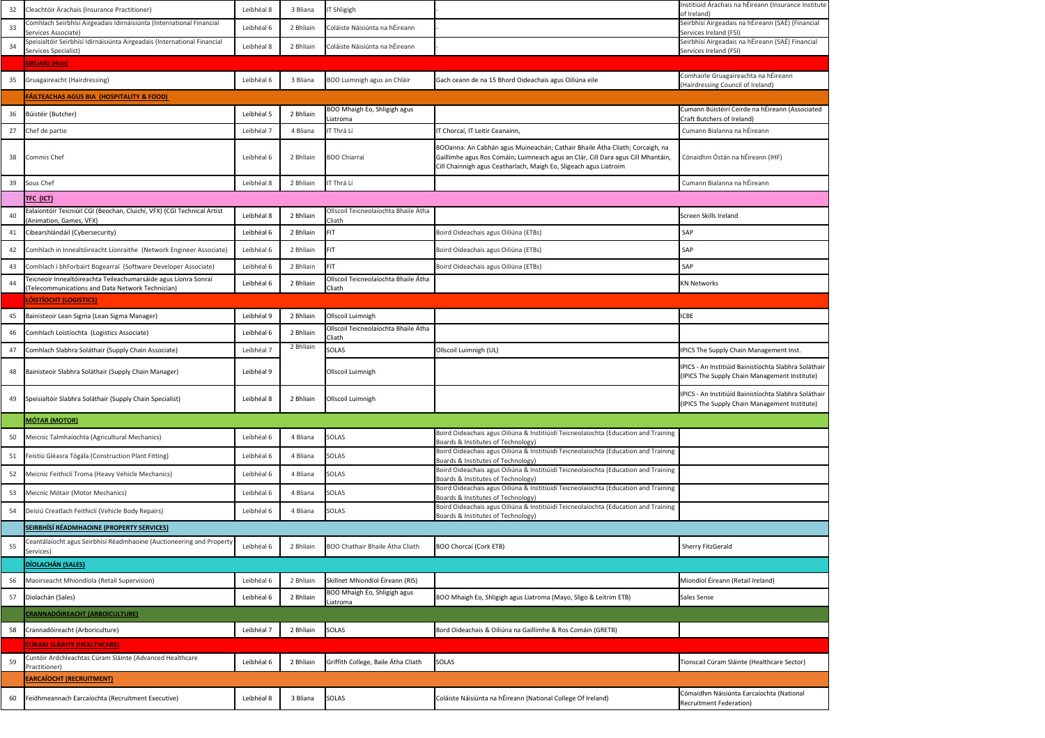| | | | | | | |
|---|---|---|---|---|---|---|
| 32 | Cleachtóir Árachais (Insurance Practitioner) | Leibhéal 8 | 3 Bliana | IT Shligigh | - | Institiúid Árachais na hÉireann (Insurance Institute of Ireland) |
| 33 | Comhlach Seirbhísí Airgeadais Idirnáisiúnta (International Financial Services Associate) | Leibhéal 6 | 2 Bhliain | Coláiste Náisiúnta na hÉireann | - | Seirbhísí Airgeadais na hÉireann (SAÉ) (Financial Services Ireland (FSI) |
| 34 | Speisialtóir Seirbhísí Idirnáisiúnta Airgeadais (International Financial Services Specialist) | Leibhéal 8 | 2 Bhliain | Coláiste Náisiúnta na hÉireann | - | Seirbhísí Airgeadais na hÉireann (SAÉ) Financial Services Ireland (FSI) |
| | **GRUAIG (Hair)** | | | | | |
| 35 | Gruagaireacht (Hairdressing) | Leibhéal 6 | 3 Bliana | BOO Luimnigh agus an Chláir | Gach ceann de na 15 Bhord Oideachais agus Oiliúna eile | Comhairle Gruagaireachta na hÉireann (Hairdressing Council of Ireland) |
| | **FÁILTEACHAS AGUS BIA (HOSPITALITY & FOOD)** | | | | | |
| 36 | Búistéir (Butcher) | Leibhéal 5 | 2 Bhliain | BOO Mhaigh Eo, Shligigh agus Liatroma | | Cumann Búistéirí Ceirde na hÉireann (Associated Craft Butchers of Ireland) |
| 27 | Chef de partie | Leibhéal 7 | 4 Bliana | IT Thrá Lí | IT Chorcaí, IT Leitir Ceanainn, | Cumann Bialanna na hÉireann |
| 38 | Commis Chef | Leibhéal 6 | 2 Bhliain | BOO Chiarraí | BOOanna: An Cabhán agus Muineachán; Cathair Bhaile Átha Cliath; Corcaigh, na Gaillimhe agus Ros Comáin; Luimneach agus an Clár, Cill Dara agus Cill Mhantáin, Cill Chainnigh agus Ceatharlach, Maigh Eo, Sligeach agus Liatroim | Cónaidhm Óstán na hÉireann (IHF) |
| 39 | Sous Chef | Leibhéal 8 | 2 Bhliain | IT Thrá Lí | | Cumann Bialanna na hÉireann |
| | **TFC (ICT)** | | | | | |
| 40 | Ealaíontóir Teicniúil CGI (Beochan, Cluichí, VFX) (CGI Technical Artist (Animation, Games, VFX) | Leibhéal 8 | 2 Bhliain | Ollscoil Teicneolaíochta Bhaile Átha Cliath | | Screen Skills Ireland |
| 41 | Cibearshlándáil (Cybersecurity) | Leibhéal 6 | 2 Bhliain | FIT | Boird Oideachais agus Oiliúna (ETBs) | SAP |
| 42 | Comhlach in Innealtóireacht Líonraithe (Network Engineer Associate) | Leibhéal 6 | 2 Bhliain | FIT | Boird Oideachais agus Oiliúna (ETBs) | SAP |
| 43 | Comhlach i bhForbairt Bogearraí (Software Developer Associate) | Leibhéal 6 | 2 Bhliain | FIT | Boird Oideachais agus Oiliúna (ETBs) | SAP |
| 44 | Teicneoir Innealtóireachta Teileachumarsáide agus Líonra Sonraí (Telecommunications and Data Network Technician) | Leibhéal 6 | 2 Bhliain | Ollscoil Teicneolaíochta Bhaile Átha Cliath | | KN Networks |
| | **LÓISTÍOCHT (LOGISTICS)** | | | | | |
| 45 | Bainisteoir Lean Sigma (Lean Sigma Manager) | Leibhéal 9 | 2 Bhliain | Ollscoil Luimnigh | | ICBE |
| 46 | Comhlach Loistíochta (Logistics Associate) | Leibhéal 6 | 2 Bhliain | Ollscoil Teicneolaíochta Bhaile Átha Cliath | | |
| 47 | Comhlach Slabhra Soláthair (Supply Chain Associate) | Leibhéal 7 | 2 Bhliain | SOLAS | Ollscoil Luimnigh (UL) | IPICS The Supply Chain Management Inst. |
| 48 | Bainisteoir Slabhra Soláthair (Supply Chain Manager) | Leibhéal 9 | | Ollscoil Luimnigh | | IPICS - An Institiúid Bainistíochta Slabhra Soláthair (IPICS The Supply Chain Management Institute) |
| 49 | Speisialtóir Slabhra Soláthair (Supply Chain Specialist) | Leibhéal 8 | 2 Bhliain | Ollscoil Luimnigh | | IPICS - An Institiúid Bainistíochta Slabhra Soláthair (IPICS The Supply Chain Management Institute) |
| | **MÓTAR (MOTOR)** | | | | | |
| 50 | Meicnic Talmhaíochta (Agricultural Mechanics) | Leibhéal 6 | 4 Bliana | SOLAS | Boird Oideachais agus Oiliúna & Institiúidí Teicneolaíochta (Education and Training Boards & Institutes of Technology) | |
| 51 | Feistiú Gléasra Tógála (Construction Plant Fitting) | Leibhéal 6 | 4 Bliana | SOLAS | Boird Oideachais agus Oiliúna & Institiúidí Teicneolaíochta (Education and Training Boards & Institutes of Technology) | |
| 52 | Meicnic Feithiclí Troma (Heavy Vehicle Mechanics) | Leibhéal 6 | 4 Bliana | SOLAS | Boird Oideachais agus Oiliúna & Institiúidí Teicneolaíochta (Education and Training Boards & Institutes of Technology) | |
| 53 | Meicnic Mótair (Motor Mechanics) | Leibhéal 6 | 4 Bliana | SOLAS | Boird Oideachais agus Oiliúna & Institiúidí Teicneolaíochta (Education and Training Boards & Institutes of Technology) | |
| 54 | Deisiú Creatlach Feithiclí (Vehicle Body Repairs) | Leibhéal 6 | 4 Bliana | SOLAS | Boird Oideachais agus Oiliúna & Institiúidí Teicneolaíochta (Education and Training Boards & Institutes of Technology) | |
| | **SEIRBHÍSÍ RÉADMHAOINE (PROPERTY SERVICES)** | | | | | |
| 55 | Ceantálaíocht agus Seirbhísí Réadmhaoine (Auctioneering and Property Services) | Leibhéal 6 | 2 Bhliain | BOO Chathair Bhaile Átha Cliath | BOO Chorcaí (Cork ETB) | Sherry FitzGerald |
| | **DÍOLACHÁN (SALES)** | | | | | |
| 56 | Maoirseacht Mhiondíola (Retail Supervision) | Leibhéal 6 | 2 Bhliain | Skillnet Mhiondíol Éireann (RIS) | | Miondíol Éireann (Retail Ireland) |
| 57 | Díolachán (Sales) | Leibhéal 6 | 2 Bhliain | BOO Mhaigh Eo, Shligigh agus Liatroma | BOO Mhaigh Eo, Shligigh agus Liatroma (Mayo, Sligo & Leitrim ETB) | Sales Sense |
| | **CRANNADÓIREACHT (ARBOICULTURE)** | | | | | |
| 58 | Crannadóireacht (Arboriculture) | Leibhéal 7 | 2 Bhliain | SOLAS | Bord Oideachais & Oiliúna na Gaillimhe & Ros Comáin (GRETB) | |
| | **CÚRAM SLÁINTE (HEALTHCARE)** | | | | | |
| 59 | Cuntóir Ardchleachtas Cúram Sláinte (Advanced Healthcare Practitioner) | Leibhéal 6 | 2 Bhliain | Griffith College, Baile Átha Cliath | SOLAS | Tionscail Cúram Sláinte (Healthcare Sector) |
| | **EARCAÍOCHT (RECRUITMENT)** | | | | | |
| 60 | Feidhmeannach Earcaíochta (Recruitment Executive) | Leibhéal 8 | 3 Bliana | SOLAS | Coláiste Náisiúnta na hÉireann (National College Of Ireland) | Cónaidhm Náisiúnta Earcaíochta (National Recruitment Federation) |